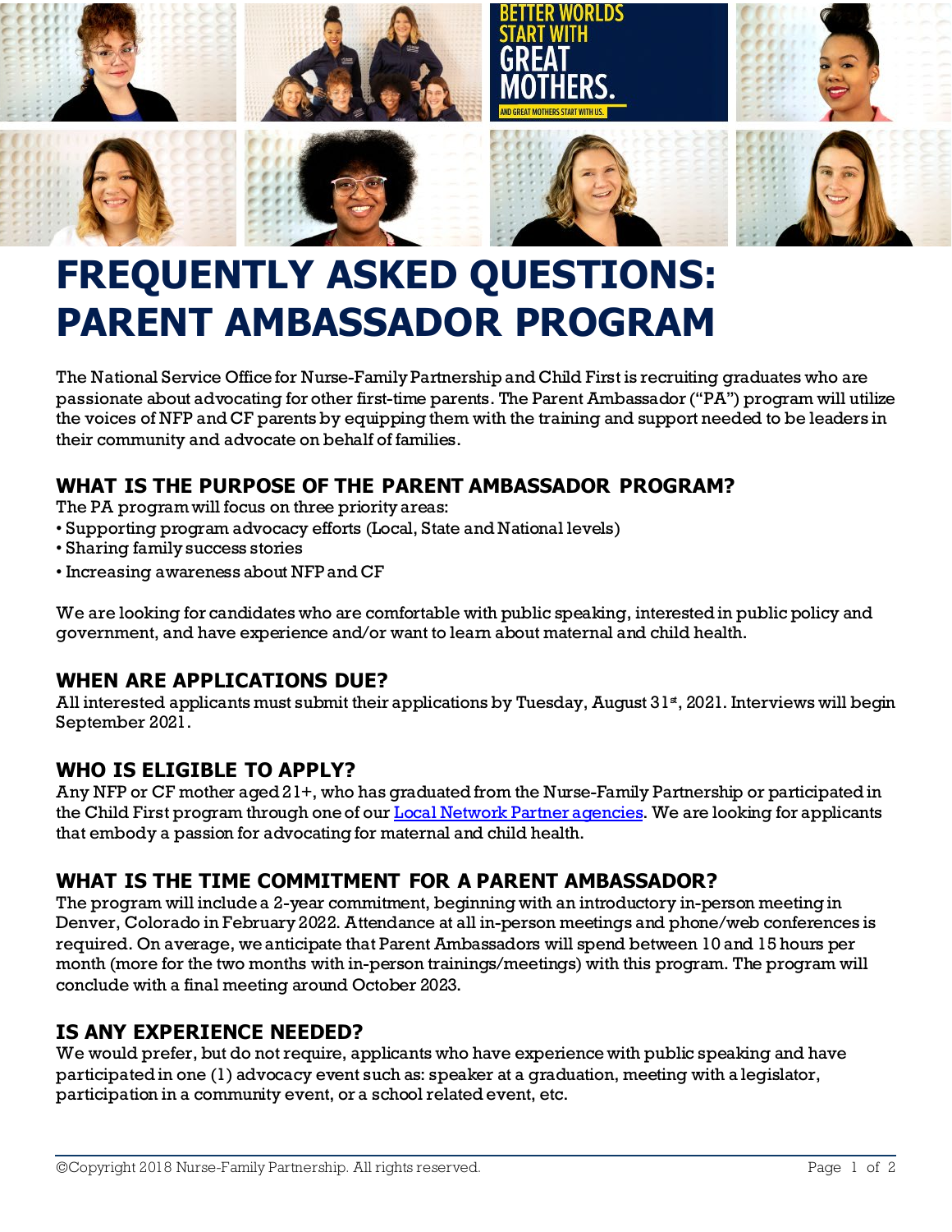# FREQUENTLY ASKED QUESTIONS: PARENT AMBASSADOR PROGRAM

The National Service Office for Nurse-Family Partnership and Child First is recruiting graduates who are passionate about advocating for other first-time parents. The Parent Ambassador ("PA") program will utilize the voices of NFP and CF parents by equipping them with the training and support needed to be leaders in their community and advocate on behalf of families.

## WHAT IS THE PURPOSE OF THE PARENT AMBASSADOR PROGRAM?

The PA program will focus on three priority areas:

- Supporting program advocacy efforts (Local, State and National levels)
- Sharing family success stories
- Increasing awareness about NFP and CF

We are looking for candidates who are comfortable with public speaking, interested in public policy and government, and have experience and/or want to learn about maternal and child health.

## WHEN ARE APPLICATIONS DUE?

All interested applicants must submit their applications by Tuesday, August 31st, 2021. Interviews will begin September 2021.

## WHO IS ELIGIBLE TO APPLY?

Any NFP or CF mother aged 21+, who has graduated from the Nurse-Family Partnership or participated in the Child First program through one of our [Local Network Partner agencies](). We are looking for applicants that embody a passion for advocating for maternal and child health.

## WHAT IS THE TIME COMMITMENT FOR A PARENT AMBASSADOR?

The program will include a 2-year commitment, beginning with an introductory in-person meeting in Denver, Colorado in February 2022. Attendance at all in-person meetings and phone/web conferences is required. On average, we anticipate that Parent Ambassadors will spend between 10 and 15 hours per month (more for the two months with in-person trainings/meetings) with this program. The program will conclude with a final meeting around October 2023.

## IS ANY EXPERIENCE NEEDED?

We would prefer, but do not require, applicants who have experience with public speaking and have participated in one (1) advocacy event such as: speaker at a graduation, meeting with a legislator, participation in a community event, or a school related event, etc.

©Copyright 2018 Nurse-Family Partnership. All rights reserved.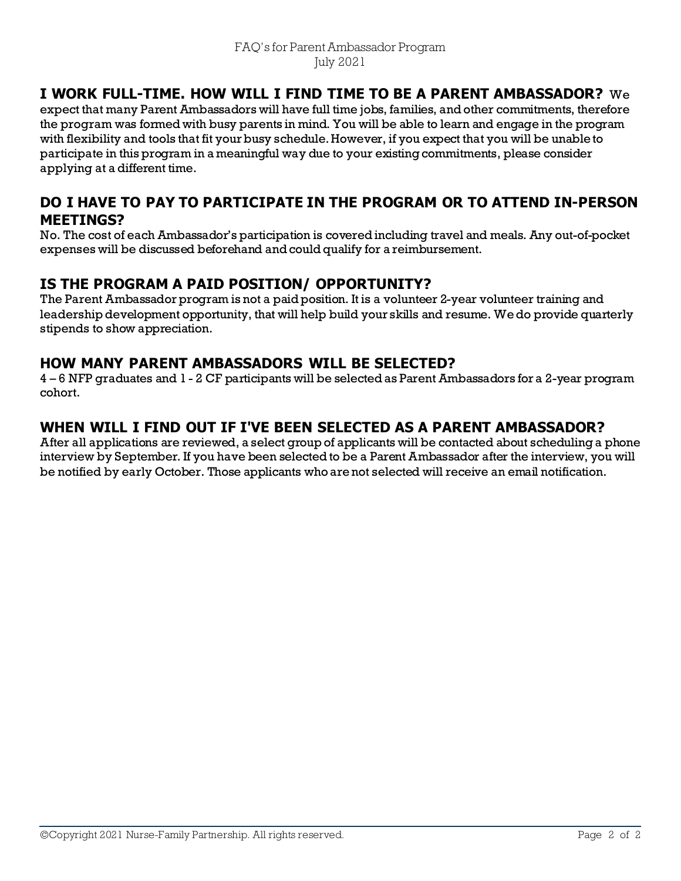## I WORK FULL-TIME. HOW WILL I FIND TIME TO BE A PARENT AMBASSADOR?

We expect that many Parent Ambassadors will have full time jobs, families, and other commitments, therefore the program was formed with busy parents in mind. You will be able to learn and engage in the program with flexibility and tools that fit your busy schedule. However, if you expect that you will be unable to participate in this program in a meaningful way due to your existing commitments, please consider applying at a different time.

## DO I HAVE TO PAY TO PARTICIPATE IN THE PROGRAM OR TO ATTEND IN-PERSON MEETINGS?

No. The cost of each Ambassador's participation is covered including travel and meals. Any out-of-pocket expenses will be discussed beforehand and could qualify for a reimbursement.

## IS THE PROGRAM A PAID POSITION/ OPPORTUNITY?

The Parent Ambassador program is not a paid position. It is a volunteer 2-year volunteer training and leadership development opportunity, that will help build your skills and resume. We do provide quarterly stipends to show appreciation.

## HOW MANY PARENT AMBASSADORS WILL BE SELECTED?

4 – 6 NFP graduates and 1 - 2 CF participants will be selected as Parent Ambassadors for a 2-year program cohort.

## WHEN WILL I FIND OUT IF I'VE BEEN SELECTED AS A PARENT AMBASSADOR?

After all applications are reviewed, a select group of applicants will be contacted about scheduling a phone interview by September. If you have been selected to be a Parent Ambassador after the interview, you will be notified by early October. Those applicants who are not selected will receive an email notification.